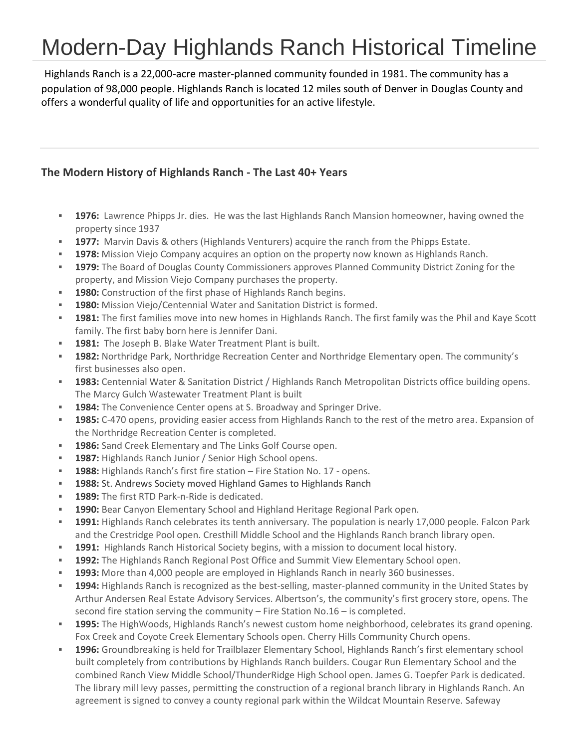# Modern-Day Highlands Ranch Historical Timeline

Highlands Ranch is a 22,000-acre master-planned community founded in 1981. The community has a population of 98,000 people. Highlands Ranch is located 12 miles south of Denver in Douglas County and offers a wonderful quality of life and opportunities for an active lifestyle.

---

### The Modern History of Highlands Ranch - The Last 40+ Years

- **1976:** Lawrence Phipps Jr. dies. He was the last Highlands Ranch Mansion homeowner, having owned the property since 1937
- **1977:** Marvin Davis & others (Highlands Venturers) acquire the ranch from the Phipps Estate.
- **1978:** Mission Viejo Company acquires an option on the property now known as Highlands Ranch.
- **1979:** The Board of Douglas County Commissioners approves Planned Community District Zoning for the property, and Mission Viejo Company purchases the property.
- **1980:** Construction of the first phase of Highlands Ranch begins.
- **1980:** Mission Viejo/Centennial Water and Sanitation District is formed.
- **1981:** The first families move into new homes in Highlands Ranch. The first family was the Phil and Kaye Scott family. The first baby born here is Jennifer Dani.
- **1981:** The Joseph B. Blake Water Treatment Plant is built.
- **1982:** Northridge Park, Northridge Recreation Center and Northridge Elementary open. The community's first businesses also open.
- **1983:** Centennial Water & Sanitation District / Highlands Ranch Metropolitan Districts office building opens. The Marcy Gulch Wastewater Treatment Plant is built
- **1984:** The Convenience Center opens at S. Broadway and Springer Drive.
- **1985:** C-470 opens, providing easier access from Highlands Ranch to the rest of the metro area. Expansion of the Northridge Recreation Center is completed.
- **1986:** Sand Creek Elementary and The Links Golf Course open.
- **1987:** Highlands Ranch Junior / Senior High School opens.
- **1988:** Highlands Ranch's first fire station – Fire Station No. 17 - opens.
- **1988:** St. Andrews Society moved Highland Games to Highlands Ranch
- **1989:** The first RTD Park-n-Ride is dedicated.
- **1990:** Bear Canyon Elementary School and Highland Heritage Regional Park open.
- **1991:** Highlands Ranch celebrates its tenth anniversary. The population is nearly 17,000 people. Falcon Park and the Crestridge Pool open. Cresthill Middle School and the Highlands Ranch branch library open.
- **1991:** Highlands Ranch Historical Society begins, with a mission to document local history.
- **1992:** The Highlands Ranch Regional Post Office and Summit View Elementary School open.
- **1993:** More than 4,000 people are employed in Highlands Ranch in nearly 360 businesses.
- **1994:** Highlands Ranch is recognized as the best-selling, master-planned community in the United States by Arthur Andersen Real Estate Advisory Services. Albertson's, the community's first grocery store, opens. The second fire station serving the community – Fire Station No.16 – is completed.
- **1995:** The HighWoods, Highlands Ranch's newest custom home neighborhood, celebrates its grand opening. Fox Creek and Coyote Creek Elementary Schools open. Cherry Hills Community Church opens.
- **1996:** Groundbreaking is held for Trailblazer Elementary School, Highlands Ranch's first elementary school built completely from contributions by Highlands Ranch builders. Cougar Run Elementary School and the combined Ranch View Middle School/ThunderRidge High School open. James G. Toepfer Park is dedicated. The library mill levy passes, permitting the construction of a regional branch library in Highlands Ranch. An agreement is signed to convey a county regional park within the Wildcat Mountain Reserve. Safeway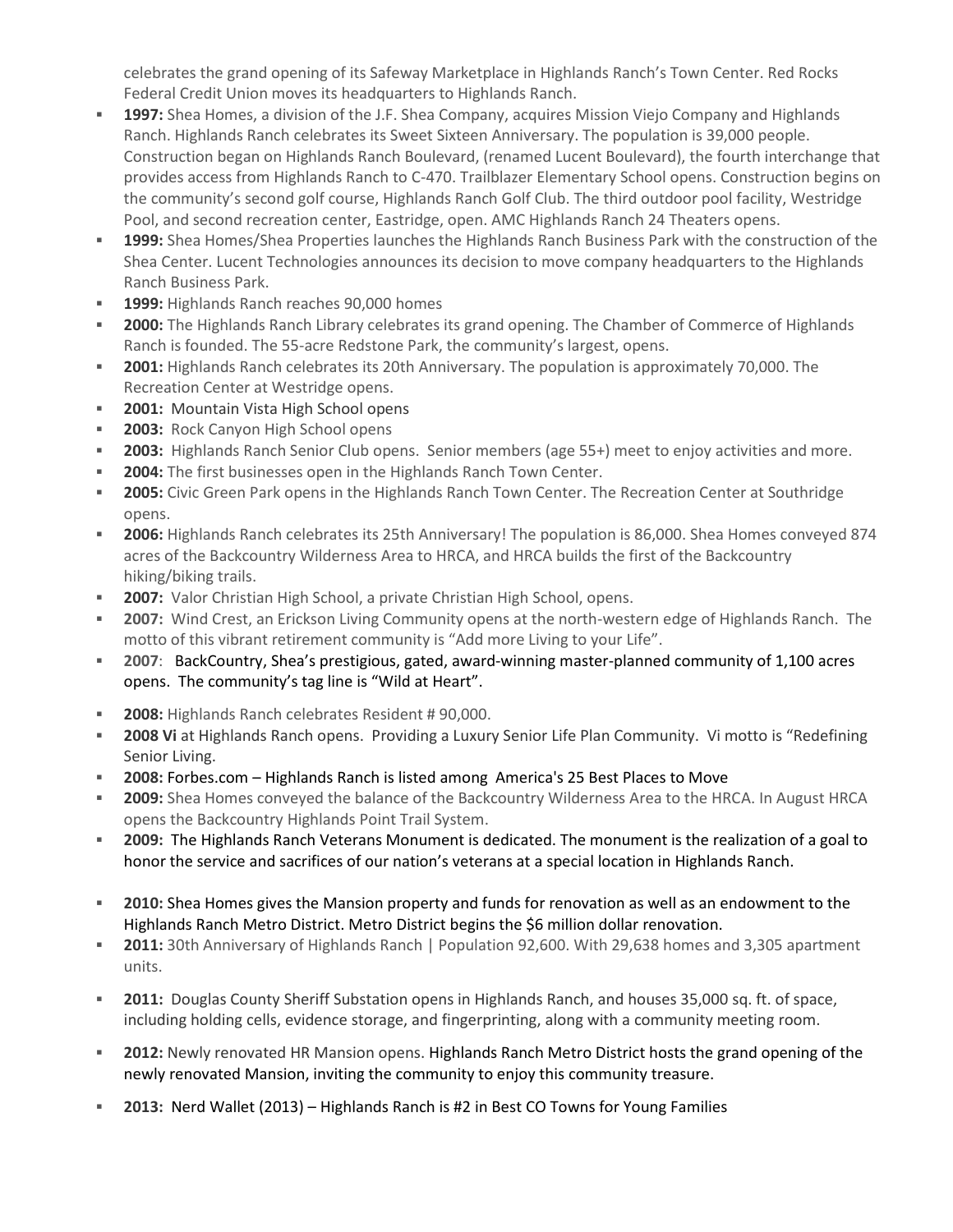celebrates the grand opening of its Safeway Marketplace in Highlands Ranch's Town Center. Red Rocks Federal Credit Union moves its headquarters to Highlands Ranch.

- **1997:** Shea Homes, a division of the J.F. Shea Company, acquires Mission Viejo Company and Highlands Ranch. Highlands Ranch celebrates its Sweet Sixteen Anniversary. The population is 39,000 people. Construction began on Highlands Ranch Boulevard, (renamed Lucent Boulevard), the fourth interchange that provides access from Highlands Ranch to C-470. Trailblazer Elementary School opens. Construction begins on the community's second golf course, Highlands Ranch Golf Club. The third outdoor pool facility, Westridge Pool, and second recreation center, Eastridge, open. AMC Highlands Ranch 24 Theaters opens.
- **1999:** Shea Homes/Shea Properties launches the Highlands Ranch Business Park with the construction of the Shea Center. Lucent Technologies announces its decision to move company headquarters to the Highlands Ranch Business Park.
- **1999:** Highlands Ranch reaches 90,000 homes
- **2000:** The Highlands Ranch Library celebrates its grand opening. The Chamber of Commerce of Highlands Ranch is founded. The 55-acre Redstone Park, the community's largest, opens.
- **2001:** Highlands Ranch celebrates its 20th Anniversary. The population is approximately 70,000. The Recreation Center at Westridge opens.
- **2001:** Mountain Vista High School opens
- **2003:** Rock Canyon High School opens
- **2003:** Highlands Ranch Senior Club opens. Senior members (age 55+) meet to enjoy activities and more.
- **2004:** The first businesses open in the Highlands Ranch Town Center.
- **2005:** Civic Green Park opens in the Highlands Ranch Town Center. The Recreation Center at Southridge opens.
- **2006:** Highlands Ranch celebrates its 25th Anniversary! The population is 86,000. Shea Homes conveyed 874 acres of the Backcountry Wilderness Area to HRCA, and HRCA builds the first of the Backcountry hiking/biking trails.
- **2007:** Valor Christian High School, a private Christian High School, opens.
- **2007:** Wind Crest, an Erickson Living Community opens at the north-western edge of Highlands Ranch. The motto of this vibrant retirement community is "Add more Living to your Life".
- **2007**: BackCountry, Shea's prestigious, gated, award-winning master-planned community of 1,100 acres opens. The community's tag line is "Wild at Heart".
- **2008:** Highlands Ranch celebrates Resident # 90,000.
- **2008 Vi** at Highlands Ranch opens. Providing a Luxury Senior Life Plan Community. Vi motto is "Redefining Senior Living.
- **2008:** Forbes.com – Highlands Ranch is listed among America's 25 Best Places to Move
- **2009:** Shea Homes conveyed the balance of the Backcountry Wilderness Area to the HRCA. In August HRCA opens the Backcountry Highlands Point Trail System.
- **2009:** The Highlands Ranch Veterans Monument is dedicated. The monument is the realization of a goal to honor the service and sacrifices of our nation's veterans at a special location in Highlands Ranch.
- **2010:** Shea Homes gives the Mansion property and funds for renovation as well as an endowment to the Highlands Ranch Metro District. Metro District begins the $6 million dollar renovation.
- **2011:** 30th Anniversary of Highlands Ranch | Population 92,600. With 29,638 homes and 3,305 apartment units.
- **2011:** Douglas County Sheriff Substation opens in Highlands Ranch, and houses 35,000 sq. ft. of space, including holding cells, evidence storage, and fingerprinting, along with a community meeting room.
- **2012:** Newly renovated HR Mansion opens. Highlands Ranch Metro District hosts the grand opening of the newly renovated Mansion, inviting the community to enjoy this community treasure.
- **2013:** Nerd Wallet (2013) – Highlands Ranch is #2 in Best CO Towns for Young Families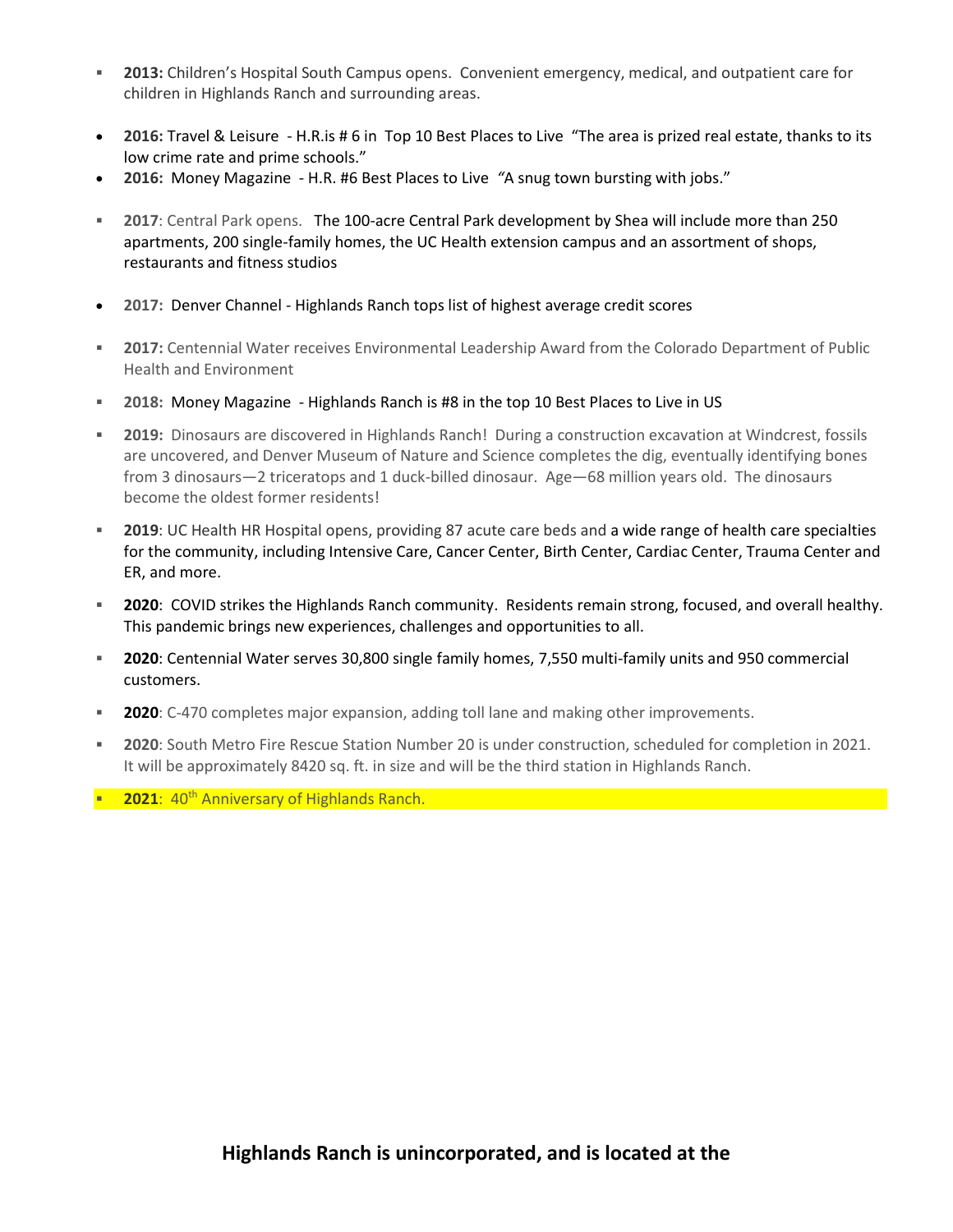- **2013:** Children's Hospital South Campus opens. Convenient emergency, medical, and outpatient care for children in Highlands Ranch and surrounding areas.

- **2016:** Travel & Leisure - H.R.is # 6 in Top 10 Best Places to Live "The area is prized real estate, thanks to its low crime rate and prime schools."
- **2016:** Money Magazine - H.R. #6 Best Places to Live "A snug town bursting with jobs."

- **2017**: Central Park opens. The 100-acre Central Park development by Shea will include more than 250 apartments, 200 single-family homes, the UC Health extension campus and an assortment of shops, restaurants and fitness studios

- **2017:** Denver Channel - Highlands Ranch tops list of highest average credit scores

- **2017:** Centennial Water receives Environmental Leadership Award from the Colorado Department of Public Health and Environment

- **2018:** Money Magazine - Highlands Ranch is #8 in the top 10 Best Places to Live in US

- **2019:** Dinosaurs are discovered in Highlands Ranch! During a construction excavation at Windcrest, fossils are uncovered, and Denver Museum of Nature and Science completes the dig, eventually identifying bones from 3 dinosaurs—2 triceratops and 1 duck-billed dinosaur. Age—68 million years old. The dinosaurs become the oldest former residents!

- **2019**: UC Health HR Hospital opens, providing 87 acute care beds and a wide range of health care specialties for the community, including Intensive Care, Cancer Center, Birth Center, Cardiac Center, Trauma Center and ER, and more.

- **2020**: COVID strikes the Highlands Ranch community. Residents remain strong, focused, and overall healthy. This pandemic brings new experiences, challenges and opportunities to all.

- **2020**: Centennial Water serves 30,800 single family homes, 7,550 multi-family units and 950 commercial customers.

- **2020**: C-470 completes major expansion, adding toll lane and making other improvements.

- **2020**: South Metro Fire Rescue Station Number 20 is under construction, scheduled for completion in 2021. It will be approximately 8420 sq. ft. in size and will be the third station in Highlands Ranch.

- **2021**: 40th Anniversary of Highlands Ranch.

**Highlands Ranch is unincorporated, and is located at the**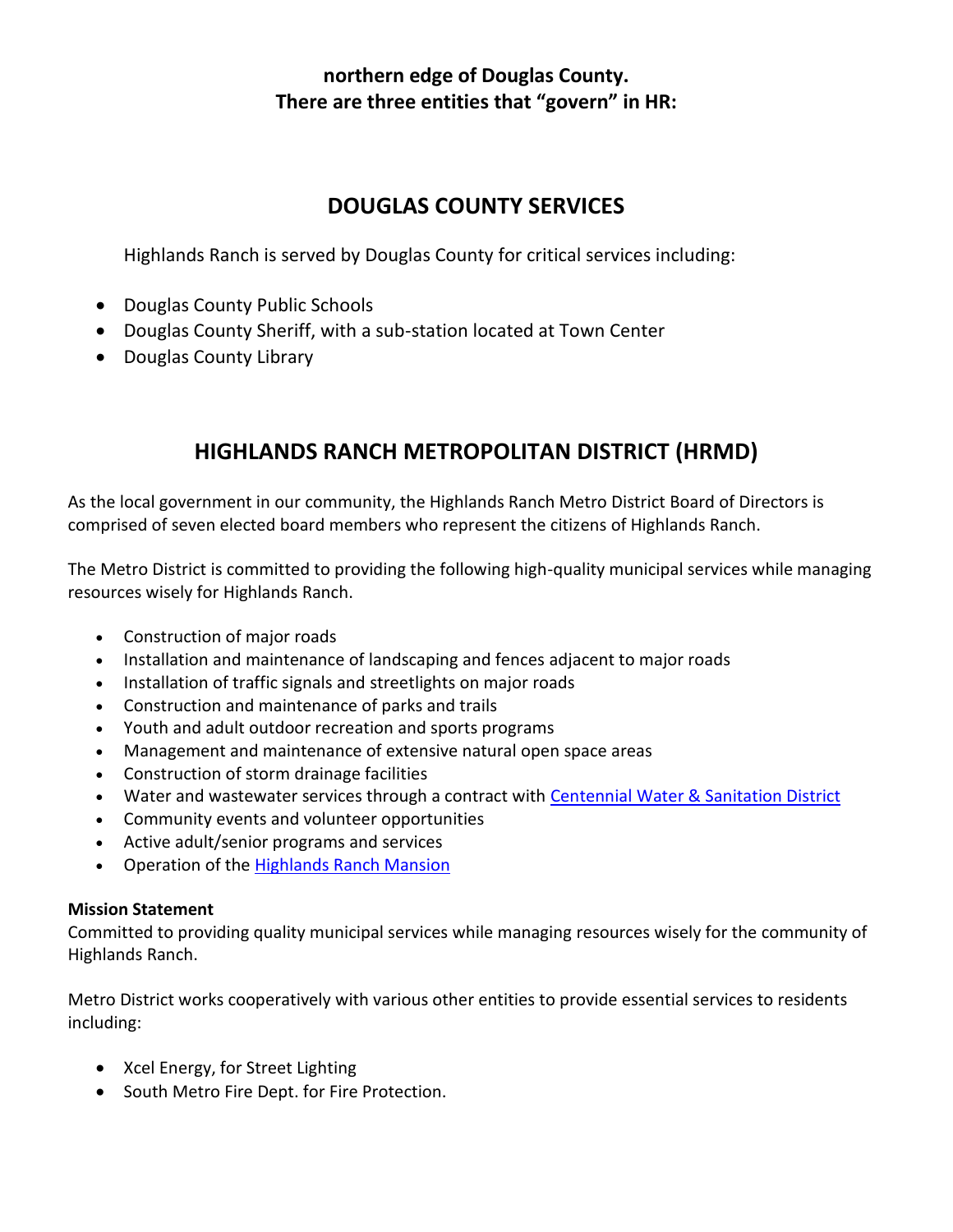**northern edge of Douglas County.**
**There are three entities that "govern" in HR:**

## DOUGLAS COUNTY SERVICES

Highlands Ranch is served by Douglas County for critical services including:

- Douglas County Public Schools
- Douglas County Sheriff, with a sub-station located at Town Center
- Douglas County Library

## HIGHLANDS RANCH METROPOLITAN DISTRICT (HRMD)

As the local government in our community, the Highlands Ranch Metro District Board of Directors is comprised of seven elected board members who represent the citizens of Highlands Ranch.

The Metro District is committed to providing the following high-quality municipal services while managing resources wisely for Highlands Ranch.

- Construction of major roads
- Installation and maintenance of landscaping and fences adjacent to major roads
- Installation of traffic signals and streetlights on major roads
- Construction and maintenance of parks and trails
- Youth and adult outdoor recreation and sports programs
- Management and maintenance of extensive natural open space areas
- Construction of storm drainage facilities
- Water and wastewater services through a contract with Centennial Water & Sanitation District
- Community events and volunteer opportunities
- Active adult/senior programs and services
- Operation of the Highlands Ranch Mansion

**Mission Statement**
Committed to providing quality municipal services while managing resources wisely for the community of Highlands Ranch.

Metro District works cooperatively with various other entities to provide essential services to residents including:

- Xcel Energy, for Street Lighting
- South Metro Fire Dept. for Fire Protection.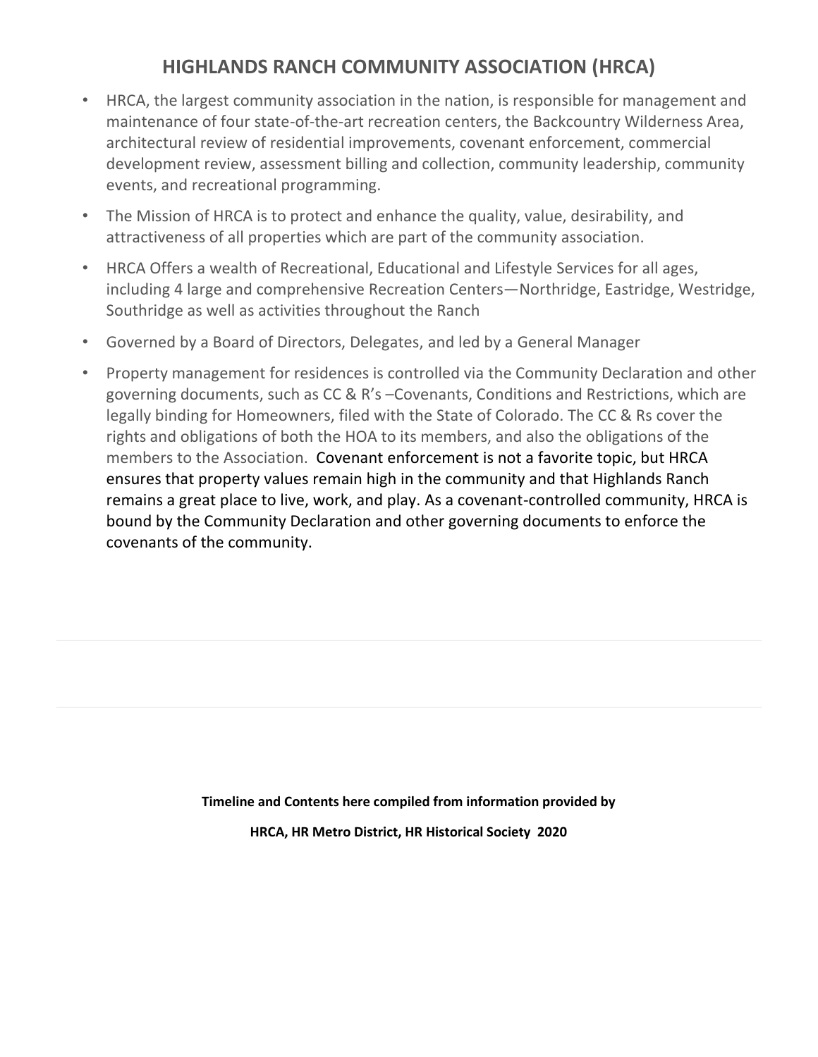# HIGHLANDS RANCH COMMUNITY ASSOCIATION (HRCA)

- HRCA, the largest community association in the nation, is responsible for management and maintenance of four state-of-the-art recreation centers, the Backcountry Wilderness Area, architectural review of residential improvements, covenant enforcement, commercial development review, assessment billing and collection, community leadership, community events, and recreational programming.
- The Mission of HRCA is to protect and enhance the quality, value, desirability, and attractiveness of all properties which are part of the community association.
- HRCA Offers a wealth of Recreational, Educational and Lifestyle Services for all ages, including 4 large and comprehensive Recreation Centers—Northridge, Eastridge, Westridge, Southridge as well as activities throughout the Ranch
- Governed by a Board of Directors, Delegates, and led by a General Manager
- Property management for residences is controlled via the Community Declaration and other governing documents, such as CC & R's –Covenants, Conditions and Restrictions, which are legally binding for Homeowners, filed with the State of Colorado. The CC & Rs cover the rights and obligations of both the HOA to its members, and also the obligations of the members to the Association. Covenant enforcement is not a favorite topic, but HRCA ensures that property values remain high in the community and that Highlands Ranch remains a great place to live, work, and play. As a covenant-controlled community, HRCA is bound by the Community Declaration and other governing documents to enforce the covenants of the community.

**Timeline and Contents here compiled from information provided by**

**HRCA, HR Metro District, HR Historical Society 2020**